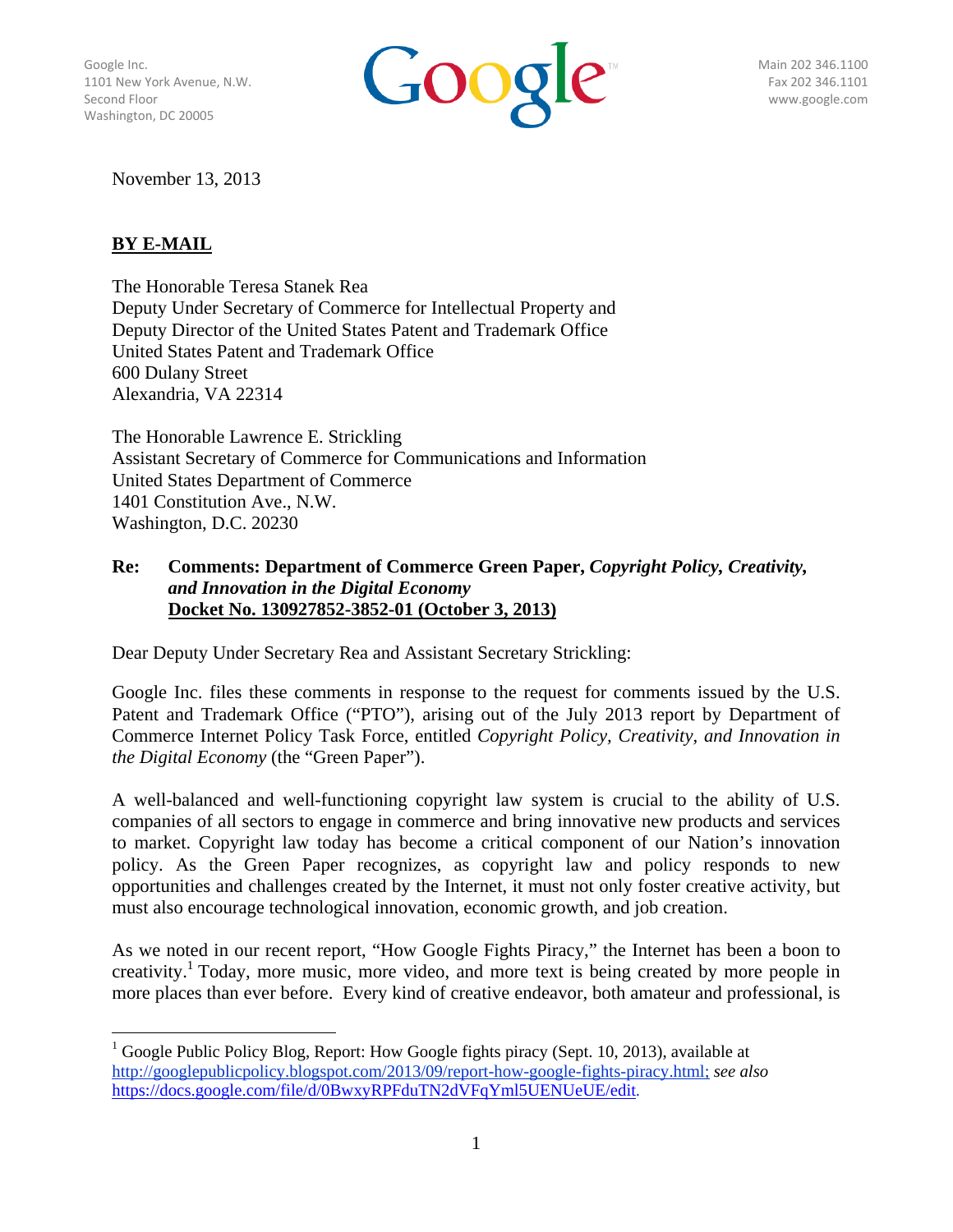Google Inc.
1101 New York Avenue, N.W.
Second Floor
Washington, DC 20005

Main 202 346.1100
Fax 202 346.1101
www.google.com

November 13, 2013

**BY E-MAIL**

The Honorable Teresa Stanek Rea
Deputy Under Secretary of Commerce for Intellectual Property and
Deputy Director of the United States Patent and Trademark Office
United States Patent and Trademark Office
600 Dulany Street
Alexandria, VA 22314

The Honorable Lawrence E. Strickling
Assistant Secretary of Commerce for Communications and Information
United States Department of Commerce
1401 Constitution Ave., N.W.
Washington, D.C. 20230

**Re: Comments: Department of Commerce Green Paper, *Copyright Policy, Creativity, and Innovation in the Digital Economy*
Docket No. 130927852-3852-01 (October 3, 2013)**

Dear Deputy Under Secretary Rea and Assistant Secretary Strickling:

Google Inc. files these comments in response to the request for comments issued by the U.S. Patent and Trademark Office ("PTO"), arising out of the July 2013 report by Department of Commerce Internet Policy Task Force, entitled *Copyright Policy, Creativity, and Innovation in the Digital Economy* (the "Green Paper").

A well-balanced and well-functioning copyright law system is crucial to the ability of U.S. companies of all sectors to engage in commerce and bring innovative new products and services to market. Copyright law today has become a critical component of our Nation's innovation policy. As the Green Paper recognizes, as copyright law and policy responds to new opportunities and challenges created by the Internet, it must not only foster creative activity, but must also encourage technological innovation, economic growth, and job creation.

As we noted in our recent report, "How Google Fights Piracy," the Internet has been a boon to creativity.[1] Today, more music, more video, and more text is being created by more people in more places than ever before. Every kind of creative endeavor, both amateur and professional, is

---

[1] Google Public Policy Blog, Report: How Google fights piracy (Sept. 10, 2013), available at http://googlepublicpolicy.blogspot.com/2013/09/report-how-google-fights-piracy.html; *see also* https://docs.google.com/file/d/0BwxyRPFduTN2dVFqYml5UENUeUE/edit.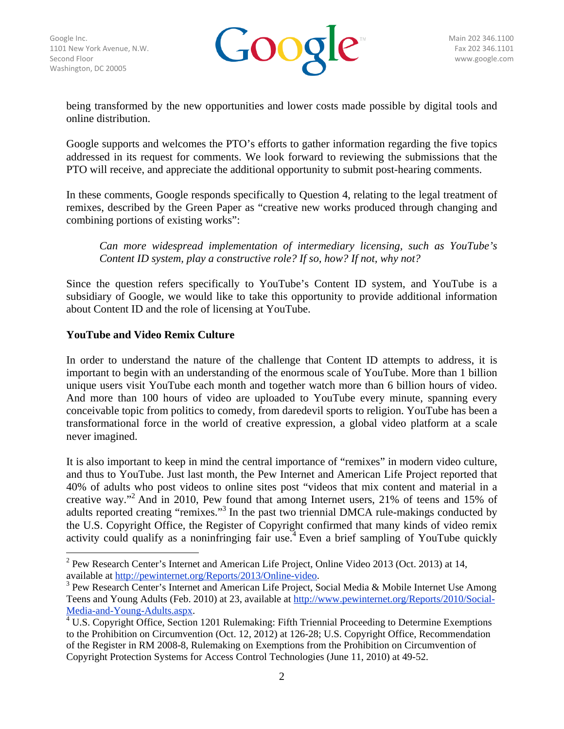being transformed by the new opportunities and lower costs made possible by digital tools and online distribution.

Google supports and welcomes the PTO's efforts to gather information regarding the five topics addressed in its request for comments. We look forward to reviewing the submissions that the PTO will receive, and appreciate the additional opportunity to submit post-hearing comments.

In these comments, Google responds specifically to Question 4, relating to the legal treatment of remixes, described by the Green Paper as "creative new works produced through changing and combining portions of existing works":

> *Can more widespread implementation of intermediary licensing, such as YouTube's Content ID system, play a constructive role? If so, how? If not, why not?*

Since the question refers specifically to YouTube's Content ID system, and YouTube is a subsidiary of Google, we would like to take this opportunity to provide additional information about Content ID and the role of licensing at YouTube.

**YouTube and Video Remix Culture**

In order to understand the nature of the challenge that Content ID attempts to address, it is important to begin with an understanding of the enormous scale of YouTube. More than 1 billion unique users visit YouTube each month and together watch more than 6 billion hours of video. And more than 100 hours of video are uploaded to YouTube every minute, spanning every conceivable topic from politics to comedy, from daredevil sports to religion. YouTube has been a transformational force in the world of creative expression, a global video platform at a scale never imagined.

It is also important to keep in mind the central importance of "remixes" in modern video culture, and thus to YouTube. Just last month, the Pew Internet and American Life Project reported that 40% of adults who post videos to online sites post "videos that mix content and material in a creative way."[2] And in 2010, Pew found that among Internet users, 21% of teens and 15% of adults reported creating "remixes."[3] In the past two triennial DMCA rule-makings conducted by the U.S. Copyright Office, the Register of Copyright confirmed that many kinds of video remix activity could qualify as a noninfringing fair use.[4] Even a brief sampling of YouTube quickly

---

[2] Pew Research Center's Internet and American Life Project, Online Video 2013 (Oct. 2013) at 14, available at http://pewinternet.org/Reports/2013/Online-video.

[3] Pew Research Center's Internet and American Life Project, Social Media & Mobile Internet Use Among Teens and Young Adults (Feb. 2010) at 23, available at http://www.pewinternet.org/Reports/2010/Social-Media-and-Young-Adults.aspx.

[4] U.S. Copyright Office, Section 1201 Rulemaking: Fifth Triennial Proceeding to Determine Exemptions to the Prohibition on Circumvention (Oct. 12, 2012) at 126-28; U.S. Copyright Office, Recommendation of the Register in RM 2008-8, Rulemaking on Exemptions from the Prohibition on Circumvention of Copyright Protection Systems for Access Control Technologies (June 11, 2010) at 49-52.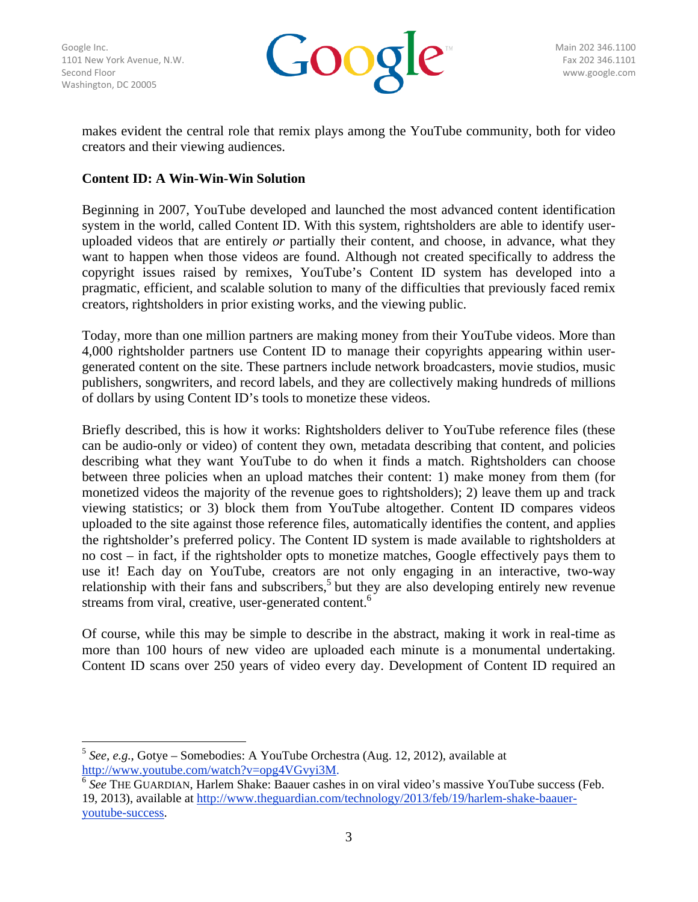makes evident the central role that remix plays among the YouTube community, both for video creators and their viewing audiences.

**Content ID: A Win-Win-Win Solution**

Beginning in 2007, YouTube developed and launched the most advanced content identification system in the world, called Content ID. With this system, rightsholders are able to identify user-uploaded videos that are entirely *or* partially their content, and choose, in advance, what they want to happen when those videos are found. Although not created specifically to address the copyright issues raised by remixes, YouTube's Content ID system has developed into a pragmatic, efficient, and scalable solution to many of the difficulties that previously faced remix creators, rightsholders in prior existing works, and the viewing public.

Today, more than one million partners are making money from their YouTube videos. More than 4,000 rightsholder partners use Content ID to manage their copyrights appearing within user-generated content on the site. These partners include network broadcasters, movie studios, music publishers, songwriters, and record labels, and they are collectively making hundreds of millions of dollars by using Content ID's tools to monetize these videos.

Briefly described, this is how it works: Rightsholders deliver to YouTube reference files (these can be audio-only or video) of content they own, metadata describing that content, and policies describing what they want YouTube to do when it finds a match. Rightsholders can choose between three policies when an upload matches their content: 1) make money from them (for monetized videos the majority of the revenue goes to rightsholders); 2) leave them up and track viewing statistics; or 3) block them from YouTube altogether. Content ID compares videos uploaded to the site against those reference files, automatically identifies the content, and applies the rightsholder's preferred policy. The Content ID system is made available to rightsholders at no cost – in fact, if the rightsholder opts to monetize matches, Google effectively pays them to use it! Each day on YouTube, creators are not only engaging in an interactive, two-way relationship with their fans and subscribers,[5] but they are also developing entirely new revenue streams from viral, creative, user-generated content.[6]

Of course, while this may be simple to describe in the abstract, making it work in real-time as more than 100 hours of new video are uploaded each minute is a monumental undertaking. Content ID scans over 250 years of video every day. Development of Content ID required an

---

[5] *See, e.g.*, Gotye – Somebodies: A YouTube Orchestra (Aug. 12, 2012), available at http://www.youtube.com/watch?v=opg4VGvyi3M.

[6] *See* THE GUARDIAN, Harlem Shake: Baauer cashes in on viral video's massive YouTube success (Feb. 19, 2013), available at http://www.theguardian.com/technology/2013/feb/19/harlem-shake-baauer-youtube-success.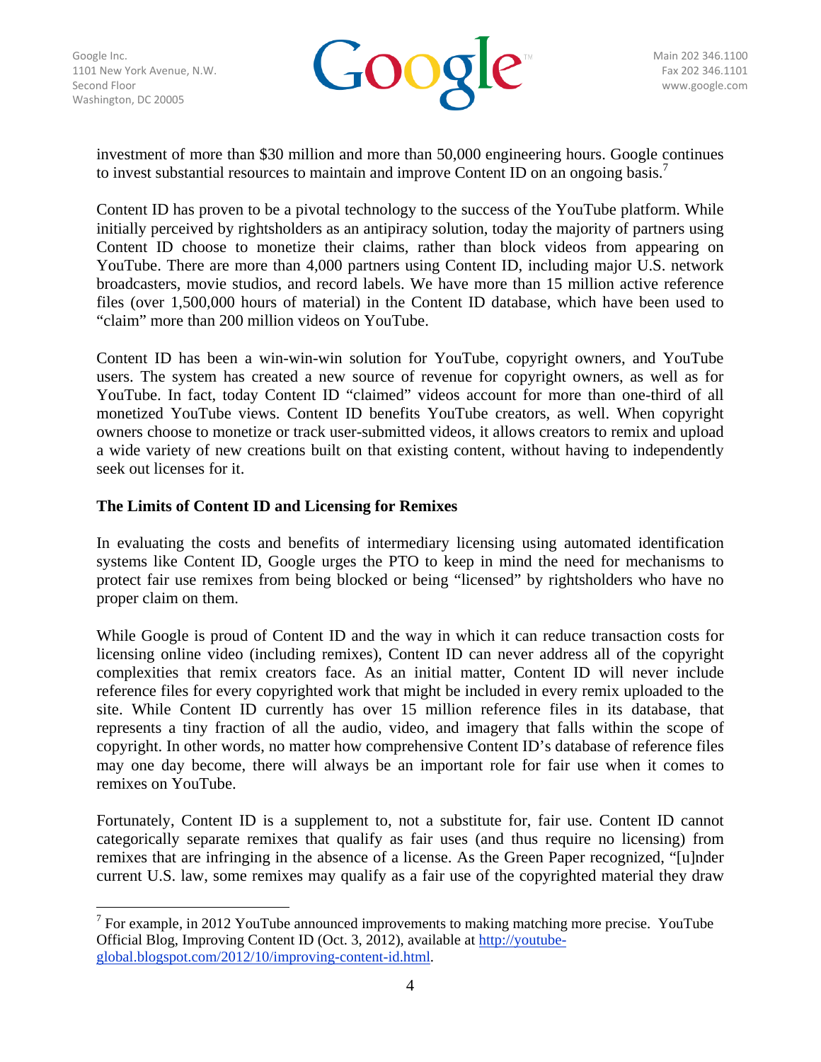investment of more than $30 million and more than 50,000 engineering hours. Google continues to invest substantial resources to maintain and improve Content ID on an ongoing basis.[7]

Content ID has proven to be a pivotal technology to the success of the YouTube platform. While initially perceived by rightsholders as an antipiracy solution, today the majority of partners using Content ID choose to monetize their claims, rather than block videos from appearing on YouTube. There are more than 4,000 partners using Content ID, including major U.S. network broadcasters, movie studios, and record labels. We have more than 15 million active reference files (over 1,500,000 hours of material) in the Content ID database, which have been used to "claim" more than 200 million videos on YouTube.

Content ID has been a win-win-win solution for YouTube, copyright owners, and YouTube users. The system has created a new source of revenue for copyright owners, as well as for YouTube. In fact, today Content ID "claimed" videos account for more than one-third of all monetized YouTube views. Content ID benefits YouTube creators, as well. When copyright owners choose to monetize or track user-submitted videos, it allows creators to remix and upload a wide variety of new creations built on that existing content, without having to independently seek out licenses for it.

**The Limits of Content ID and Licensing for Remixes**

In evaluating the costs and benefits of intermediary licensing using automated identification systems like Content ID, Google urges the PTO to keep in mind the need for mechanisms to protect fair use remixes from being blocked or being "licensed" by rightsholders who have no proper claim on them.

While Google is proud of Content ID and the way in which it can reduce transaction costs for licensing online video (including remixes), Content ID can never address all of the copyright complexities that remix creators face. As an initial matter, Content ID will never include reference files for every copyrighted work that might be included in every remix uploaded to the site. While Content ID currently has over 15 million reference files in its database, that represents a tiny fraction of all the audio, video, and imagery that falls within the scope of copyright. In other words, no matter how comprehensive Content ID's database of reference files may one day become, there will always be an important role for fair use when it comes to remixes on YouTube.

Fortunately, Content ID is a supplement to, not a substitute for, fair use. Content ID cannot categorically separate remixes that qualify as fair uses (and thus require no licensing) from remixes that are infringing in the absence of a license. As the Green Paper recognized, "[u]nder current U.S. law, some remixes may qualify as a fair use of the copyrighted material they draw

---

[7] For example, in 2012 YouTube announced improvements to making matching more precise. YouTube Official Blog, Improving Content ID (Oct. 3, 2012), available at http://youtube-global.blogspot.com/2012/10/improving-content-id.html.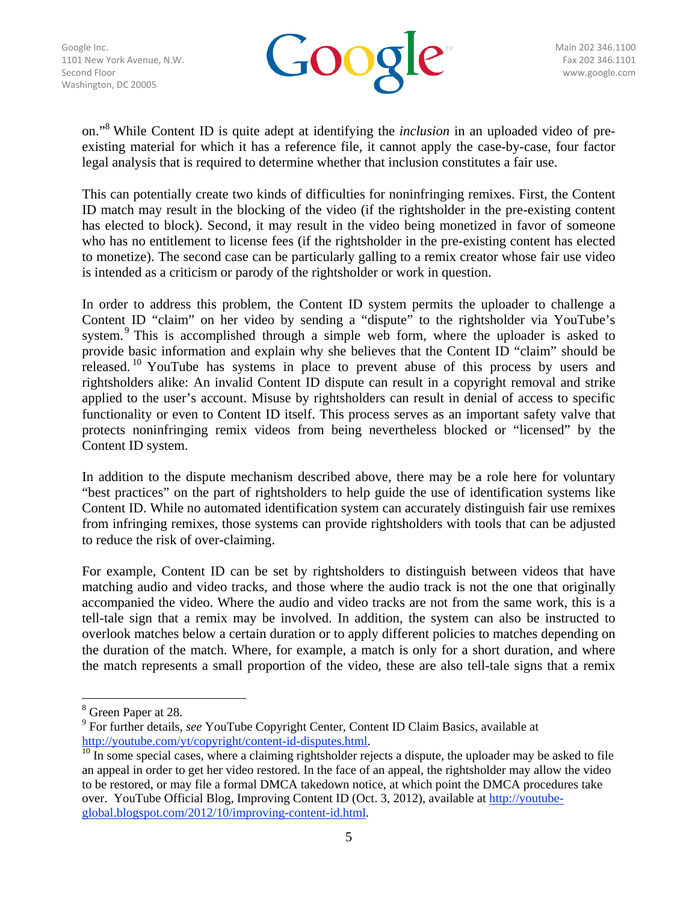on."[8] While Content ID is quite adept at identifying the *inclusion* in an uploaded video of pre-existing material for which it has a reference file, it cannot apply the case-by-case, four factor legal analysis that is required to determine whether that inclusion constitutes a fair use.

This can potentially create two kinds of difficulties for noninfringing remixes. First, the Content ID match may result in the blocking of the video (if the rightsholder in the pre-existing content has elected to block). Second, it may result in the video being monetized in favor of someone who has no entitlement to license fees (if the rightsholder in the pre-existing content has elected to monetize). The second case can be particularly galling to a remix creator whose fair use video is intended as a criticism or parody of the rightsholder or work in question.

In order to address this problem, the Content ID system permits the uploader to challenge a Content ID "claim" on her video by sending a "dispute" to the rightsholder via YouTube's system.[9] This is accomplished through a simple web form, where the uploader is asked to provide basic information and explain why she believes that the Content ID "claim" should be released.[10] YouTube has systems in place to prevent abuse of this process by users and rightsholders alike: An invalid Content ID dispute can result in a copyright removal and strike applied to the user's account. Misuse by rightsholders can result in denial of access to specific functionality or even to Content ID itself. This process serves as an important safety valve that protects noninfringing remix videos from being nevertheless blocked or "licensed" by the Content ID system.

In addition to the dispute mechanism described above, there may be a role here for voluntary "best practices" on the part of rightsholders to help guide the use of identification systems like Content ID. While no automated identification system can accurately distinguish fair use remixes from infringing remixes, those systems can provide rightsholders with tools that can be adjusted to reduce the risk of over-claiming.

For example, Content ID can be set by rightsholders to distinguish between videos that have matching audio and video tracks, and those where the audio track is not the one that originally accompanied the video. Where the audio and video tracks are not from the same work, this is a tell-tale sign that a remix may be involved. In addition, the system can also be instructed to overlook matches below a certain duration or to apply different policies to matches depending on the duration of the match. Where, for example, a match is only for a short duration, and where the match represents a small proportion of the video, these are also tell-tale signs that a remix

---

[8] Green Paper at 28.

[9] For further details, *see* YouTube Copyright Center, Content ID Claim Basics, available at http://youtube.com/yt/copyright/content-id-disputes.html.

[10] In some special cases, where a claiming rightsholder rejects a dispute, the uploader may be asked to file an appeal in order to get her video restored. In the face of an appeal, the rightsholder may allow the video to be restored, or may file a formal DMCA takedown notice, at which point the DMCA procedures take over. YouTube Official Blog, Improving Content ID (Oct. 3, 2012), available at http://youtube-global.blogspot.com/2012/10/improving-content-id.html.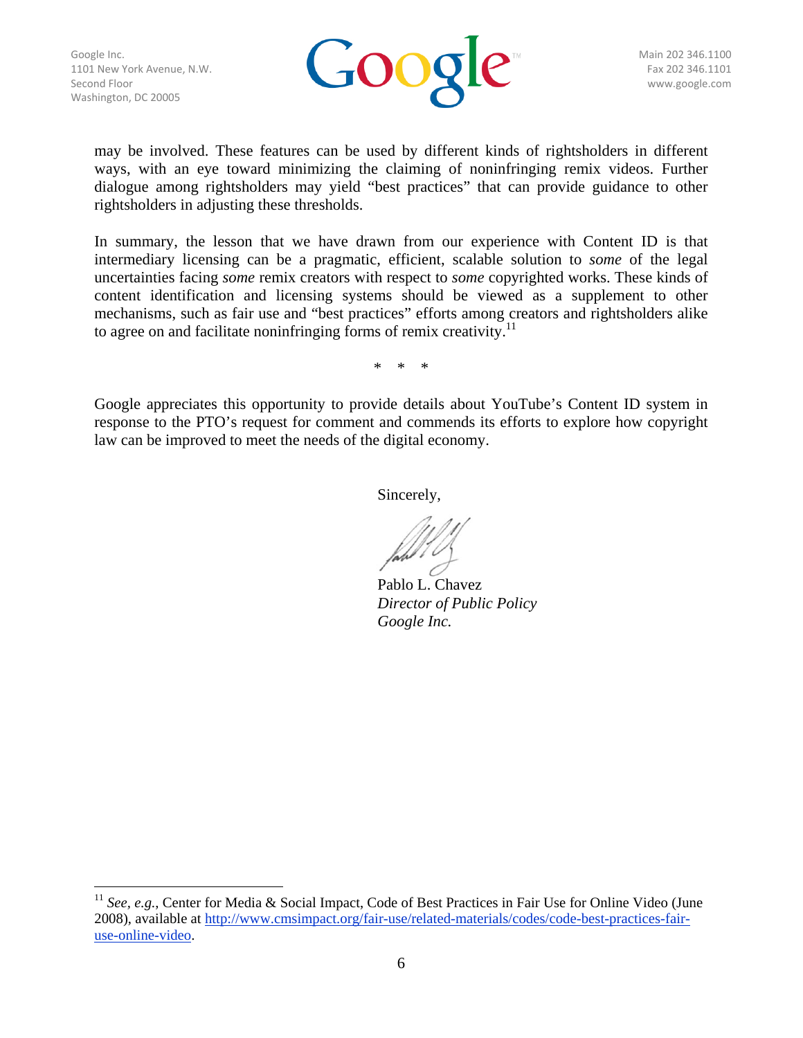may be involved. These features can be used by different kinds of rightsholders in different ways, with an eye toward minimizing the claiming of noninfringing remix videos. Further dialogue among rightsholders may yield "best practices" that can provide guidance to other rightsholders in adjusting these thresholds.

In summary, the lesson that we have drawn from our experience with Content ID is that intermediary licensing can be a pragmatic, efficient, scalable solution to *some* of the legal uncertainties facing *some* remix creators with respect to *some* copyrighted works. These kinds of content identification and licensing systems should be viewed as a supplement to other mechanisms, such as fair use and "best practices" efforts among creators and rightsholders alike to agree on and facilitate noninfringing forms of remix creativity.[11]

\* \* \*

Google appreciates this opportunity to provide details about YouTube's Content ID system in response to the PTO's request for comment and commends its efforts to explore how copyright law can be improved to meet the needs of the digital economy.

Sincerely,

Pablo L. Chavez
*Director of Public Policy*
*Google Inc.*

---

[11] *See, e.g.*, Center for Media & Social Impact, Code of Best Practices in Fair Use for Online Video (June 2008), available at http://www.cmsimpact.org/fair-use/related-materials/codes/code-best-practices-fair-use-online-video.